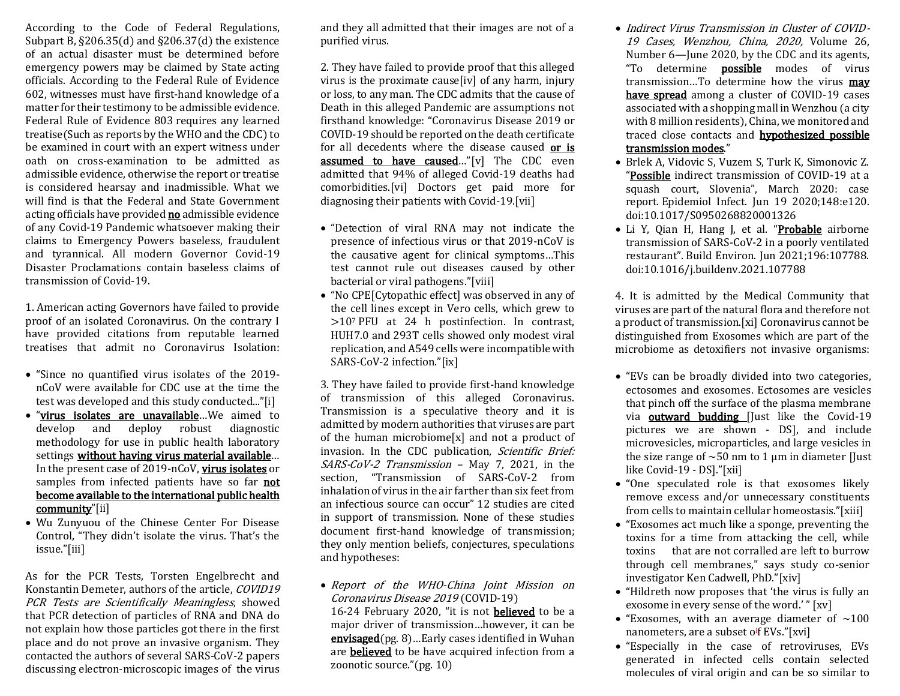According to the Code of Federal Regulations, Subpart B, §206.35(d) and §206.37(d) the existence of an actual disaster must be determined before emergency powers may be claimed by State acting officials. According to the Federal Rule of Evidence 602, witnesses must have first-hand knowledge of a matter for their testimony to be admissible evidence. Federal Rule of Evidence 803 requires any learned treatise(Such as reports by the WHO and the CDC) to be examined in court with an expert witness under oath on cross-examination to be admitted as admissible evidence, otherwise the report or treatise is considered hearsay and inadmissible. What we will find is that the Federal and State Government acting officials have provided **no** admissible evidence of any Covid-19 Pandemic whatsoever making their claims to Emergency Powers baseless, fraudulent and tyrannical. All modern Governor Covid-19 Disaster Proclamations contain baseless claims of transmission of Covid-19.

1. American acting Governors have failed to provide proof of an isolated Coronavirus. On the contrary I have provided citations from reputable learned treatises that admit no Coronavirus Isolation:

- "Since no quantified virus isolates of the 2019-nCoV were available for CDC use at the time the test was developed and this study conducted..."[i]
- "**virus isolates are unavailable**…We aimed to develop and deploy robust diagnostic methodology for use in public health laboratory settings **without having virus material available**… In the present case of 2019-nCoV, **virus isolates** or samples from infected patients have so far **not become available to the international public health community**"[ii]
- Wu Zunyuou of the Chinese Center For Disease Control, "They didn't isolate the virus. That's the issue."[iii]

As for the PCR Tests, Torsten Engelbrecht and Konstantin Demeter, authors of the article, *COVID19 PCR Tests are Scientifically Meaningless*, showed that PCR detection of particles of RNA and DNA do not explain how those particles got there in the first place and do not prove an invasive organism. They contacted the authors of several SARS-CoV-2 papers discussing electron-microscopic images of the virus and they all admitted that their images are not of a purified virus.

2. They have failed to provide proof that this alleged virus is the proximate cause[iv] of any harm, injury or loss, to any man. The CDC admits that the cause of Death in this alleged Pandemic are assumptions not firsthand knowledge: "Coronavirus Disease 2019 or COVID-19 should be reported on the death certificate for all decedents where the disease caused **or is assumed to have caused**…"[v] The CDC even admitted that 94% of alleged Covid-19 deaths had comorbidities.[vi] Doctors get paid more for diagnosing their patients with Covid-19.[vii]

- "Detection of viral RNA may not indicate the presence of infectious virus or that 2019-nCoV is the causative agent for clinical symptoms…This test cannot rule out diseases caused by other bacterial or viral pathogens."[viii]
- "No CPE[Cytopathic effect] was observed in any of the cell lines except in Vero cells, which grew to $>10^7$ PFU at 24 h postinfection. In contrast, HUH7.0 and 293T cells showed only modest viral replication, and A549 cells were incompatible with SARS-CoV-2 infection."[ix]

3. They have failed to provide first-hand knowledge of transmission of this alleged Coronavirus. Transmission is a speculative theory and it is admitted by modern authorities that viruses are part of the human microbiome[x] and not a product of invasion. In the CDC publication, *Scientific Brief: SARS-CoV-2 Transmission* – May 7, 2021, in the section, "Transmission of SARS-CoV-2 from inhalation of virus in the air farther than six feet from an infectious source can occur" 12 studies are cited in support of transmission. None of these studies document first-hand knowledge of transmission; they only mention beliefs, conjectures, speculations and hypotheses:

- *Report of the WHO-China Joint Mission on Coronavirus Disease 2019* (COVID-19) 16-24 February 2020, "it is not **believed** to be a major driver of transmission…however, it can be **envisaged**(pg. 8)…Early cases identified in Wuhan are **believed** to be have acquired infection from a zoonotic source."(pg. 10)
- *Indirect Virus Transmission in Cluster of COVID-19 Cases, Wenzhou, China, 2020,* Volume 26, Number 6—June 2020, by the CDC and its agents, "To determine **possible** modes of virus transmission…To determine how the virus **may have spread** among a cluster of COVID-19 cases associated with a shopping mall in Wenzhou (a city with 8 million residents), China, we monitored and traced close contacts and **hypothesized possible transmission modes**."
- Brlek A, Vidovic S, Vuzem S, Turk K, Simonovic Z. "**Possible** indirect transmission of COVID-19 at a squash court, Slovenia", March 2020: case report. Epidemiol Infect. Jun 19 2020;148:e120. doi:10.1017/S0950268820001326
- Li Y, Qian H, Hang J, et al. "**Probable** airborne transmission of SARS-CoV-2 in a poorly ventilated restaurant". Build Environ. Jun 2021;196:107788. doi:10.1016/j.buildenv.2021.107788

4. It is admitted by the Medical Community that viruses are part of the natural flora and therefore not a product of transmission.[xi] Coronavirus cannot be distinguished from Exosomes which are part of the microbiome as detoxifiers not invasive organisms:

- "EVs can be broadly divided into two categories, ectosomes and exosomes. Ectosomes are vesicles that pinch off the surface of the plasma membrane via **outward budding** [Just like the Covid-19 pictures we are shown - DS], and include microvesicles, microparticles, and large vesicles in the size range of ~50 nm to 1 μm in diameter [Just like Covid-19 - DS]."[xii]
- "One speculated role is that exosomes likely remove excess and/or unnecessary constituents from cells to maintain cellular homeostasis."[xiii]
- "Exosomes act much like a sponge, preventing the toxins for a time from attacking the cell, while toxins that are not corralled are left to burrow through cell membranes," says study co-senior investigator Ken Cadwell, PhD."[xiv]
- "Hildreth now proposes that 'the virus is fully an exosome in every sense of the word.' " [xv]
- "Exosomes, with an average diameter of ~100 nanometers, are a subset of EVs."[xvi]
- "Especially in the case of retroviruses, EVs generated in infected cells contain selected molecules of viral origin and can be so similar to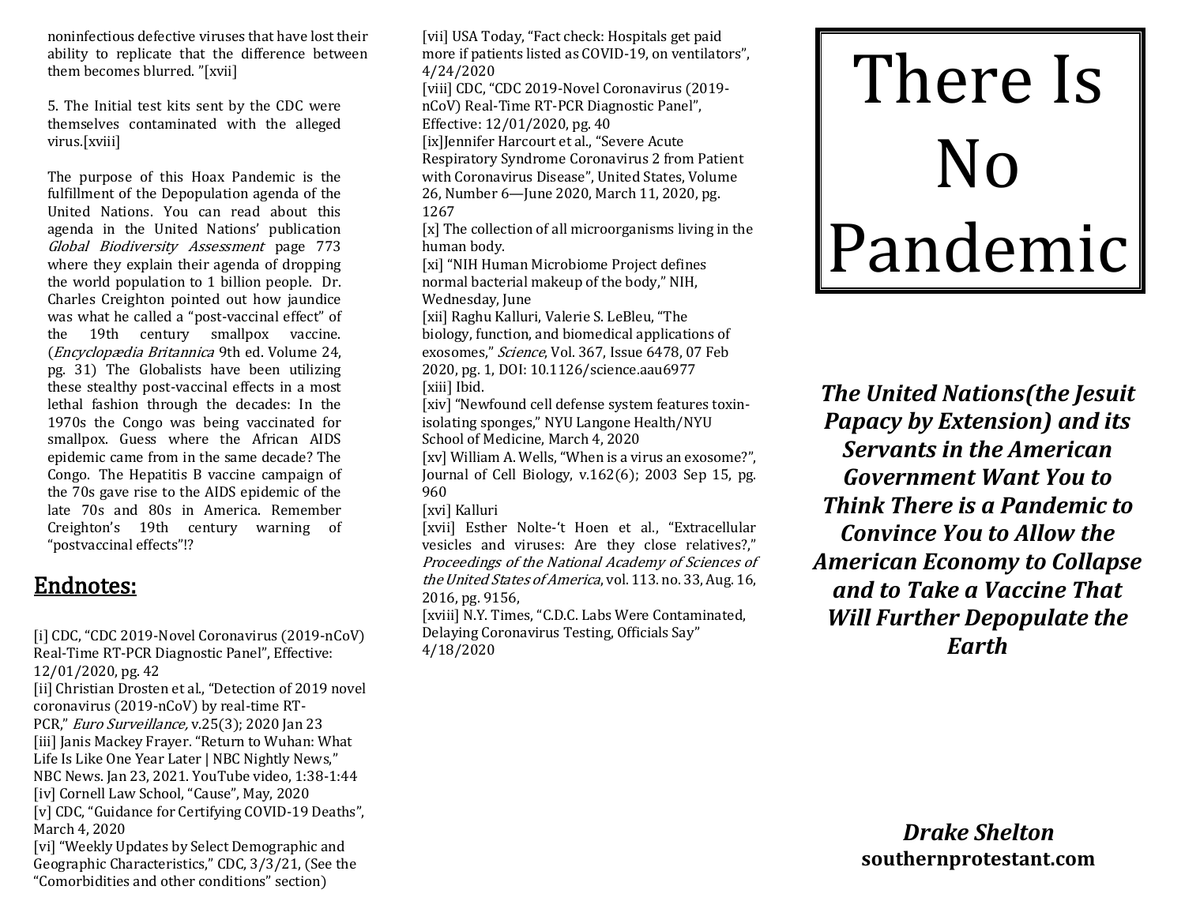noninfectious defective viruses that have lost their ability to replicate that the difference between them becomes blurred. "[xvii]

5. The Initial test kits sent by the CDC were themselves contaminated with the alleged virus.[xviii]

The purpose of this Hoax Pandemic is the fulfillment of the Depopulation agenda of the United Nations. You can read about this agenda in the United Nations' publication *Global Biodiversity Assessment* page 773 where they explain their agenda of dropping the world population to 1 billion people. Dr. Charles Creighton pointed out how jaundice was what he called a "post-vaccinal effect" of the 19th century smallpox vaccine. (*Encyclopædia Britannica* 9th ed. Volume 24, pg. 31) The Globalists have been utilizing these stealthy post-vaccinal effects in a most lethal fashion through the decades: In the 1970s the Congo was being vaccinated for smallpox. Guess where the African AIDS epidemic came from in the same decade? The Congo. The Hepatitis B vaccine campaign of the 70s gave rise to the AIDS epidemic of the late 70s and 80s in America. Remember Creighton's 19th century warning of "postvaccinal effects"!?

## Endnotes:

[i] CDC, "CDC 2019-Novel Coronavirus (2019-nCoV) Real-Time RT-PCR Diagnostic Panel", Effective: 12/01/2020, pg. 42
[ii] Christian Drosten et al., "Detection of 2019 novel coronavirus (2019-nCoV) by real-time RT-PCR," *Euro Surveillance,* v.25(3); 2020 Jan 23
[iii] Janis Mackey Frayer. "Return to Wuhan: What Life Is Like One Year Later | NBC Nightly News," NBC News. Jan 23, 2021. YouTube video, 1:38-1:44
[iv] Cornell Law School, "Cause", May, 2020
[v] CDC, "Guidance for Certifying COVID-19 Deaths", March 4, 2020
[vi] "Weekly Updates by Select Demographic and Geographic Characteristics," CDC, 3/3/21, (See the "Comorbidities and other conditions" section)
[vii] USA Today, "Fact check: Hospitals get paid more if patients listed as COVID-19, on ventilators", 4/24/2020
[viii] CDC, "CDC 2019-Novel Coronavirus (2019-nCoV) Real-Time RT-PCR Diagnostic Panel", Effective: 12/01/2020, pg. 40
[ix]Jennifer Harcourt et al., "Severe Acute Respiratory Syndrome Coronavirus 2 from Patient with Coronavirus Disease", United States, Volume 26, Number 6—June 2020, March 11, 2020, pg. 1267
[x] The collection of all microorganisms living in the human body.
[xi] "NIH Human Microbiome Project defines normal bacterial makeup of the body," NIH, Wednesday, June
[xii] Raghu Kalluri, Valerie S. LeBleu, "The biology, function, and biomedical applications of exosomes," *Science*, Vol. 367, Issue 6478, 07 Feb 2020, pg. 1, DOI: 10.1126/science.aau6977
[xiii] Ibid.
[xiv] "Newfound cell defense system features toxin-isolating sponges," NYU Langone Health/NYU School of Medicine, March 4, 2020
[xv] William A. Wells, "When is a virus an exosome?", Journal of Cell Biology, v.162(6); 2003 Sep 15, pg. 960
[xvi] Kalluri
[xvii] Esther Nolte-'t Hoen et al., "Extracellular vesicles and viruses: Are they close relatives?," *Proceedings of the National Academy of Sciences of the United States of America*, vol. 113. no. 33, Aug. 16, 2016, pg. 9156,
[xviii] N.Y. Times, "C.D.C. Labs Were Contaminated, Delaying Coronavirus Testing, Officials Say" 4/18/2020

# There Is No Pandemic

***The United Nations(the Jesuit Papacy by Extension) and its Servants in the American Government Want You to Think There is a Pandemic to Convince You to Allow the American Economy to Collapse and to Take a Vaccine That Will Further Depopulate the Earth***

***Drake Shelton***
**southernprotestant.com**